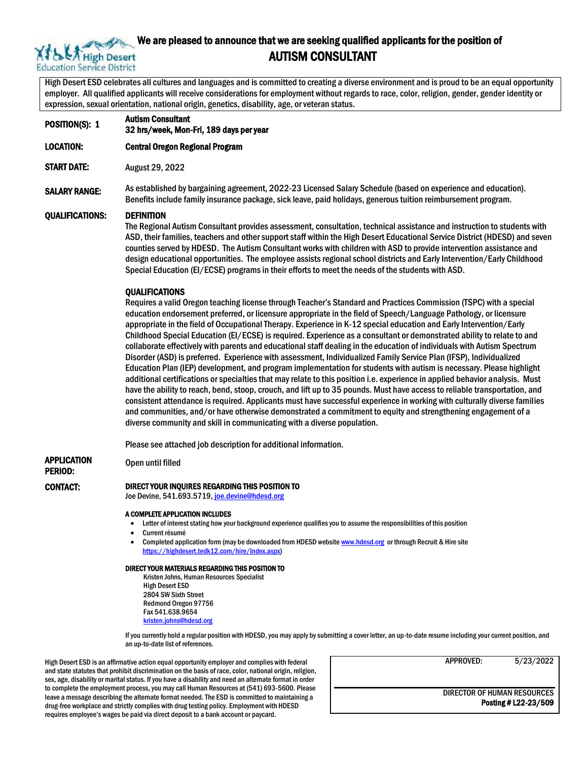High Desert Education Service District

# We are pleased to announce that we are seeking qualified applicants for the position of

# AUTISM CONSULTANT

High Desert ESD celebrates all cultures and languages and is committed to creating a diverse environment and is proud to be an equal opportunity employer. All qualified applicants will receive considerations for employment without regards to race, color, religion, gender, gender identity or expression, sexual orientation, national origin, genetics, disability, age, or veteran status.

**POSITION(S): 1** — **Autism Consultant**
**32 hrs/week, Mon-Fri, 189 days per year**

**LOCATION:** **Central Oregon Regional Program**

**START DATE:** August 29, 2022

**SALARY RANGE:** As established by bargaining agreement, 2022-23 Licensed Salary Schedule (based on experience and education). Benefits include family insurance package, sick leave, paid holidays, generous tuition reimbursement program.

**QUALIFICATIONS:**

**DEFINITION**

The Regional Autism Consultant provides assessment, consultation, technical assistance and instruction to students with ASD, their families, teachers and other support staff within the High Desert Educational Service District (HDESD) and seven counties served by HDESD. The Autism Consultant works with children with ASD to provide intervention assistance and design educational opportunities. The employee assists regional school districts and Early Intervention/Early Childhood Special Education (EI/ECSE) programs in their efforts to meet the needs of the students with ASD.

**QUALIFICATIONS**

Requires a valid Oregon teaching license through Teacher's Standard and Practices Commission (TSPC) with a special education endorsement preferred, or licensure appropriate in the field of Speech/Language Pathology, or licensure appropriate in the field of Occupational Therapy. Experience in K-12 special education and Early Intervention/Early Childhood Special Education (EI/ECSE) is required. Experience as a consultant or demonstrated ability to relate to and collaborate effectively with parents and educational staff dealing in the education of individuals with Autism Spectrum Disorder (ASD) is preferred. Experience with assessment, Individualized Family Service Plan (IFSP), Individualized Education Plan (IEP) development, and program implementation for students with autism is necessary. Please highlight additional certifications or specialties that may relate to this position i.e. experience in applied behavior analysis. Must have the ability to reach, bend, stoop, crouch, and lift up to 35 pounds. Must have access to reliable transportation, and consistent attendance is required. Applicants must have successful experience in working with culturally diverse families and communities, and/or have otherwise demonstrated a commitment to equity and strengthening engagement of a diverse community and skill in communicating with a diverse population.

Please see attached job description for additional information.

**APPLICATION PERIOD:** Open until filled

**CONTACT:**

**DIRECT YOUR INQUIRES REGARDING THIS POSITION TO**
Joe Devine, 541.693.5719, joe.devine@hdesd.org

**A COMPLETE APPLICATION INCLUDES**

- Letter of interest stating how your background experience qualifies you to assume the responsibilities of this position
- Current résumé
- Completed application form (may be downloaded from HDESD website www.hdesd.org or through Recruit & Hire site https://highdesert.tedk12.com/hire/Index.aspx)

**DIRECT YOUR MATERIALS REGARDING THIS POSITION TO**

Kristen Johns, Human Resources Specialist
High Desert ESD
2804 SW Sixth Street
Redmond Oregon 97756
Fax 541.638.9654
kristen.johns@hdesd.org

If you currently hold a regular position with HDESD, you may apply by submitting a cover letter, an up-to-date resume including your current position, and an up-to-date list of references.

High Desert ESD is an affirmative action equal opportunity employer and complies with federal and state statutes that prohibit discrimination on the basis of race, color, national origin, religion, sex, age, disability or marital status. If you have a disability and need an alternate format in order to complete the employment process, you may call Human Resources at (541) 693-5600. Please leave a message describing the alternate format needed. The ESD is committed to maintaining a drug-free workplace and strictly complies with drug testing policy. Employment with HDESD requires employee's wages be paid via direct deposit to a bank account or paycard.

APPROVED: 5/23/2022

DIRECTOR OF HUMAN RESOURCES
**Posting # L22-23/509**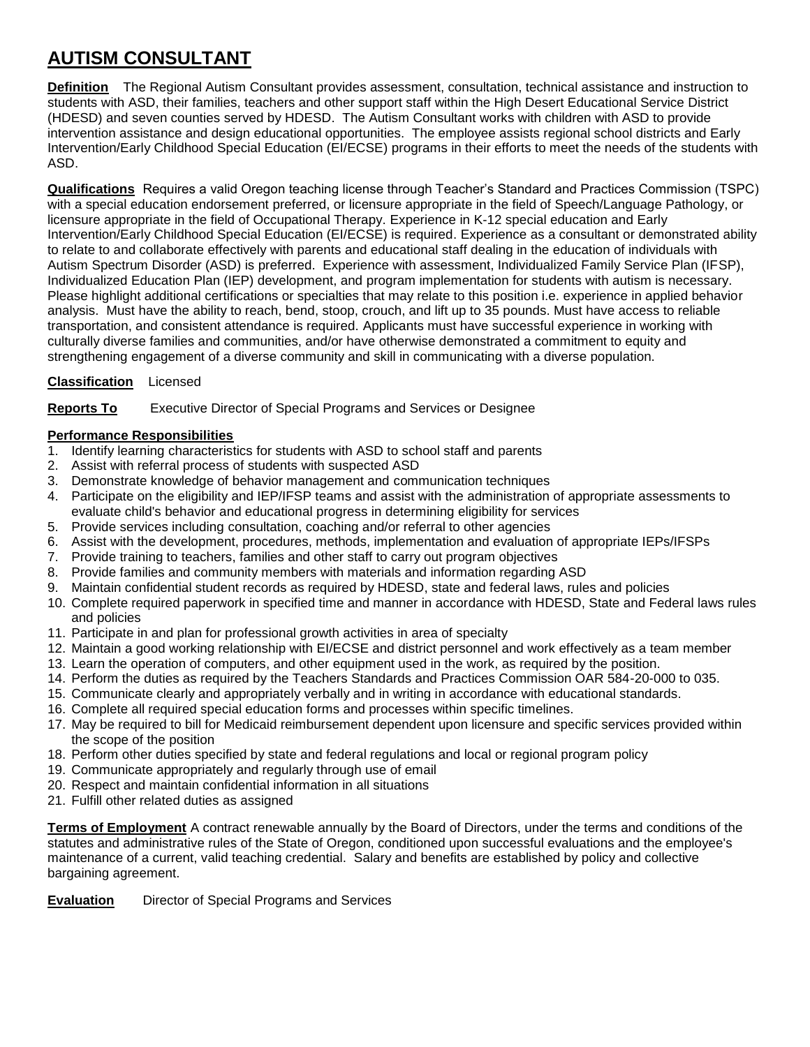# AUTISM CONSULTANT

**Definition** The Regional Autism Consultant provides assessment, consultation, technical assistance and instruction to students with ASD, their families, teachers and other support staff within the High Desert Educational Service District (HDESD) and seven counties served by HDESD. The Autism Consultant works with children with ASD to provide intervention assistance and design educational opportunities. The employee assists regional school districts and Early Intervention/Early Childhood Special Education (EI/ECSE) programs in their efforts to meet the needs of the students with ASD.

**Qualifications** Requires a valid Oregon teaching license through Teacher's Standard and Practices Commission (TSPC) with a special education endorsement preferred, or licensure appropriate in the field of Speech/Language Pathology, or licensure appropriate in the field of Occupational Therapy. Experience in K-12 special education and Early Intervention/Early Childhood Special Education (EI/ECSE) is required. Experience as a consultant or demonstrated ability to relate to and collaborate effectively with parents and educational staff dealing in the education of individuals with Autism Spectrum Disorder (ASD) is preferred. Experience with assessment, Individualized Family Service Plan (IFSP), Individualized Education Plan (IEP) development, and program implementation for students with autism is necessary. Please highlight additional certifications or specialties that may relate to this position i.e. experience in applied behavior analysis. Must have the ability to reach, bend, stoop, crouch, and lift up to 35 pounds. Must have access to reliable transportation, and consistent attendance is required. Applicants must have successful experience in working with culturally diverse families and communities, and/or have otherwise demonstrated a commitment to equity and strengthening engagement of a diverse community and skill in communicating with a diverse population.

**Classification** Licensed

**Reports To** Executive Director of Special Programs and Services or Designee

**Performance Responsibilities**

1. Identify learning characteristics for students with ASD to school staff and parents
2. Assist with referral process of students with suspected ASD
3. Demonstrate knowledge of behavior management and communication techniques
4. Participate on the eligibility and IEP/IFSP teams and assist with the administration of appropriate assessments to evaluate child's behavior and educational progress in determining eligibility for services
5. Provide services including consultation, coaching and/or referral to other agencies
6. Assist with the development, procedures, methods, implementation and evaluation of appropriate IEPs/IFSPs
7. Provide training to teachers, families and other staff to carry out program objectives
8. Provide families and community members with materials and information regarding ASD
9. Maintain confidential student records as required by HDESD, state and federal laws, rules and policies
10. Complete required paperwork in specified time and manner in accordance with HDESD, State and Federal laws rules and policies
11. Participate in and plan for professional growth activities in area of specialty
12. Maintain a good working relationship with EI/ECSE and district personnel and work effectively as a team member
13. Learn the operation of computers, and other equipment used in the work, as required by the position.
14. Perform the duties as required by the Teachers Standards and Practices Commission OAR 584-20-000 to 035.
15. Communicate clearly and appropriately verbally and in writing in accordance with educational standards.
16. Complete all required special education forms and processes within specific timelines.
17. May be required to bill for Medicaid reimbursement dependent upon licensure and specific services provided within the scope of the position
18. Perform other duties specified by state and federal regulations and local or regional program policy
19. Communicate appropriately and regularly through use of email
20. Respect and maintain confidential information in all situations
21. Fulfill other related duties as assigned

**Terms of Employment** A contract renewable annually by the Board of Directors, under the terms and conditions of the statutes and administrative rules of the State of Oregon, conditioned upon successful evaluations and the employee's maintenance of a current, valid teaching credential. Salary and benefits are established by policy and collective bargaining agreement.

**Evaluation** Director of Special Programs and Services